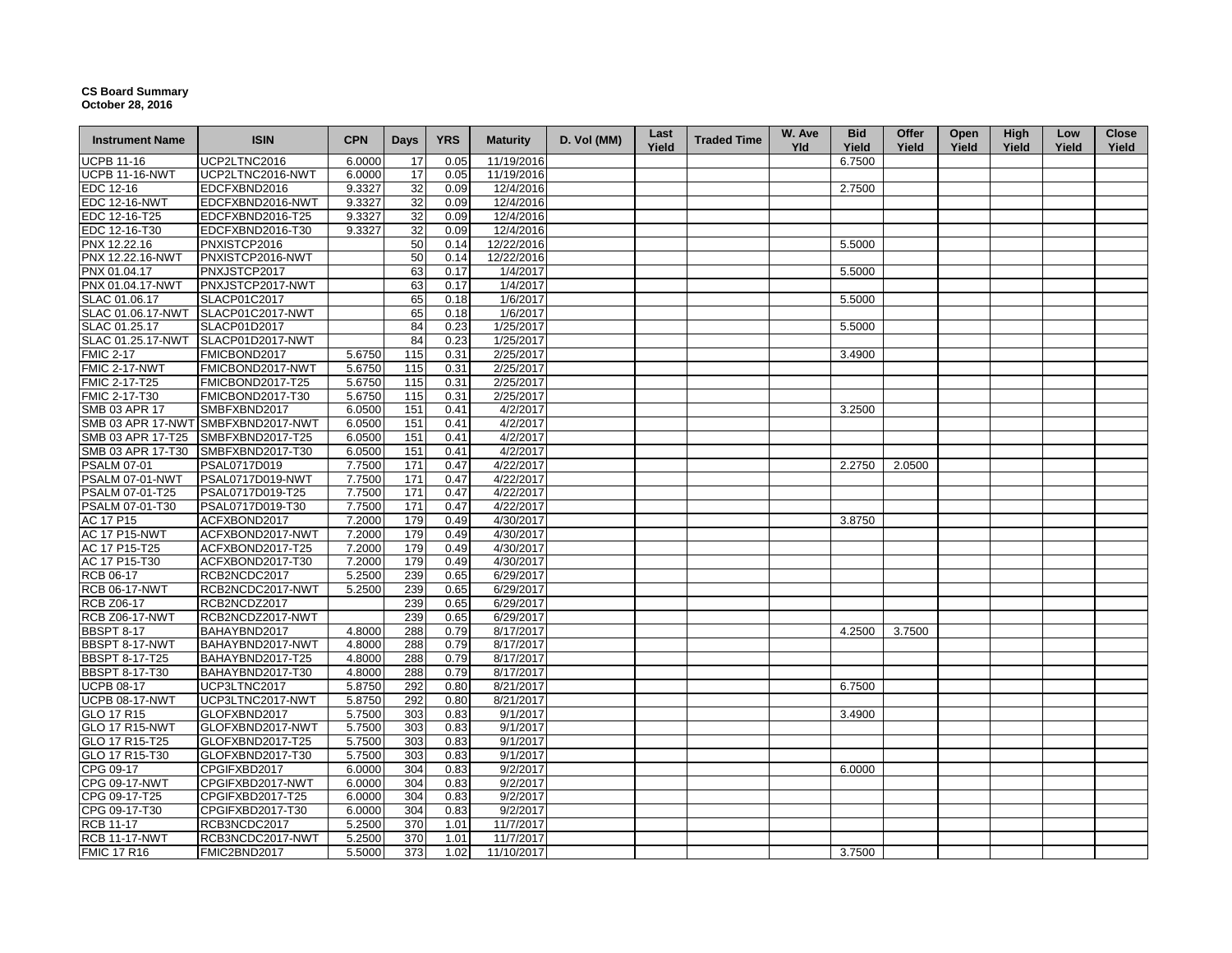**CS Board Summary**
**October 28, 2016**

| Instrument Name | ISIN | CPN | Days | YRS | Maturity | D. Vol (MM) | Last Yield | Traded Time | W. Ave Yld | Bid Yield | Offer Yield | Open Yield | High Yield | Low Yield | Close Yield |
|---|---|---|---|---|---|---|---|---|---|---|---|---|---|---|---|
| UCPB 11-16 | UCP2LTNC2016 | 6.0000 | 17 | 0.05 | 11/19/2016 | | | | | 6.7500 | | | | | |
| UCPB 11-16-NWT | UCP2LTNC2016-NWT | 6.0000 | 17 | 0.05 | 11/19/2016 | | | | | | | | | | |
| EDC 12-16 | EDCFXBND2016 | 9.3327 | 32 | 0.09 | 12/4/2016 | | | | | 2.7500 | | | | | |
| EDC 12-16-NWT | EDCFXBND2016-NWT | 9.3327 | 32 | 0.09 | 12/4/2016 | | | | | | | | | | |
| EDC 12-16-T25 | EDCFXBND2016-T25 | 9.3327 | 32 | 0.09 | 12/4/2016 | | | | | | | | | | |
| EDC 12-16-T30 | EDCFXBND2016-T30 | 9.3327 | 32 | 0.09 | 12/4/2016 | | | | | | | | | | |
| PNX 12.22.16 | PNXISTCP2016 | | 50 | 0.14 | 12/22/2016 | | | | | 5.5000 | | | | | |
| PNX 12.22.16-NWT | PNXISTCP2016-NWT | | 50 | 0.14 | 12/22/2016 | | | | | | | | | | |
| PNX 01.04.17 | PNXJSTCP2017 | | 63 | 0.17 | 1/4/2017 | | | | | 5.5000 | | | | | |
| PNX 01.04.17-NWT | PNXJSTCP2017-NWT | | 63 | 0.17 | 1/4/2017 | | | | | | | | | | |
| SLAC 01.06.17 | SLACP01C2017 | | 65 | 0.18 | 1/6/2017 | | | | | 5.5000 | | | | | |
| SLAC 01.06.17-NWT | SLACP01C2017-NWT | | 65 | 0.18 | 1/6/2017 | | | | | | | | | | |
| SLAC 01.25.17 | SLACP01D2017 | | 84 | 0.23 | 1/25/2017 | | | | | 5.5000 | | | | | |
| SLAC 01.25.17-NWT | SLACP01D2017-NWT | | 84 | 0.23 | 1/25/2017 | | | | | | | | | | |
| FMIC 2-17 | FMICBOND2017 | 5.6750 | 115 | 0.31 | 2/25/2017 | | | | | 3.4900 | | | | | |
| FMIC 2-17-NWT | FMICBOND2017-NWT | 5.6750 | 115 | 0.31 | 2/25/2017 | | | | | | | | | | |
| FMIC 2-17-T25 | FMICBOND2017-T25 | 5.6750 | 115 | 0.31 | 2/25/2017 | | | | | | | | | | |
| FMIC 2-17-T30 | FMICBOND2017-T30 | 5.6750 | 115 | 0.31 | 2/25/2017 | | | | | | | | | | |
| SMB 03 APR 17 | SMBFXBND2017 | 6.0500 | 151 | 0.41 | 4/2/2017 | | | | | 3.2500 | | | | | |
| SMB 03 APR 17-NWT | SMBFXBND2017-NWT | 6.0500 | 151 | 0.41 | 4/2/2017 | | | | | | | | | | |
| SMB 03 APR 17-T25 | SMBFXBND2017-T25 | 6.0500 | 151 | 0.41 | 4/2/2017 | | | | | | | | | | |
| SMB 03 APR 17-T30 | SMBFXBND2017-T30 | 6.0500 | 151 | 0.41 | 4/2/2017 | | | | | | | | | | |
| PSALM 07-01 | PSAL0717D019 | 7.7500 | 171 | 0.47 | 4/22/2017 | | | | | 2.2750 | 2.0500 | | | | |
| PSALM 07-01-NWT | PSAL0717D019-NWT | 7.7500 | 171 | 0.47 | 4/22/2017 | | | | | | | | | | |
| PSALM 07-01-T25 | PSAL0717D019-T25 | 7.7500 | 171 | 0.47 | 4/22/2017 | | | | | | | | | | |
| PSALM 07-01-T30 | PSAL0717D019-T30 | 7.7500 | 171 | 0.47 | 4/22/2017 | | | | | | | | | | |
| AC 17 P15 | ACFXBOND2017 | 7.2000 | 179 | 0.49 | 4/30/2017 | | | | | 3.8750 | | | | | |
| AC 17 P15-NWT | ACFXBOND2017-NWT | 7.2000 | 179 | 0.49 | 4/30/2017 | | | | | | | | | | |
| AC 17 P15-T25 | ACFXBOND2017-T25 | 7.2000 | 179 | 0.49 | 4/30/2017 | | | | | | | | | | |
| AC 17 P15-T30 | ACFXBOND2017-T30 | 7.2000 | 179 | 0.49 | 4/30/2017 | | | | | | | | | | |
| RCB 06-17 | RCB2NCDC2017 | 5.2500 | 239 | 0.65 | 6/29/2017 | | | | | | | | | | |
| RCB 06-17-NWT | RCB2NCDC2017-NWT | 5.2500 | 239 | 0.65 | 6/29/2017 | | | | | | | | | | |
| RCB Z06-17 | RCB2NCDZ2017 | | 239 | 0.65 | 6/29/2017 | | | | | | | | | | |
| RCB Z06-17-NWT | RCB2NCDZ2017-NWT | | 239 | 0.65 | 6/29/2017 | | | | | | | | | | |
| BBSPT 8-17 | BAHAYBND2017 | 4.8000 | 288 | 0.79 | 8/17/2017 | | | | | 4.2500 | 3.7500 | | | | |
| BBSPT 8-17-NWT | BAHAYBND2017-NWT | 4.8000 | 288 | 0.79 | 8/17/2017 | | | | | | | | | | |
| BBSPT 8-17-T25 | BAHAYBND2017-T25 | 4.8000 | 288 | 0.79 | 8/17/2017 | | | | | | | | | | |
| BBSPT 8-17-T30 | BAHAYBND2017-T30 | 4.8000 | 288 | 0.79 | 8/17/2017 | | | | | | | | | | |
| UCPB 08-17 | UCP3LTNC2017 | 5.8750 | 292 | 0.80 | 8/21/2017 | | | | | 6.7500 | | | | | |
| UCPB 08-17-NWT | UCP3LTNC2017-NWT | 5.8750 | 292 | 0.80 | 8/21/2017 | | | | | | | | | | |
| GLO 17 R15 | GLOFXBND2017 | 5.7500 | 303 | 0.83 | 9/1/2017 | | | | | 3.4900 | | | | | |
| GLO 17 R15-NWT | GLOFXBND2017-NWT | 5.7500 | 303 | 0.83 | 9/1/2017 | | | | | | | | | | |
| GLO 17 R15-T25 | GLOFXBND2017-T25 | 5.7500 | 303 | 0.83 | 9/1/2017 | | | | | | | | | | |
| GLO 17 R15-T30 | GLOFXBND2017-T30 | 5.7500 | 303 | 0.83 | 9/1/2017 | | | | | | | | | | |
| CPG 09-17 | CPGIFXBD2017 | 6.0000 | 304 | 0.83 | 9/2/2017 | | | | | 6.0000 | | | | | |
| CPG 09-17-NWT | CPGIFXBD2017-NWT | 6.0000 | 304 | 0.83 | 9/2/2017 | | | | | | | | | | |
| CPG 09-17-T25 | CPGIFXBD2017-T25 | 6.0000 | 304 | 0.83 | 9/2/2017 | | | | | | | | | | |
| CPG 09-17-T30 | CPGIFXBD2017-T30 | 6.0000 | 304 | 0.83 | 9/2/2017 | | | | | | | | | | |
| RCB 11-17 | RCB3NCDC2017 | 5.2500 | 370 | 1.01 | 11/7/2017 | | | | | | | | | | |
| RCB 11-17-NWT | RCB3NCDC2017-NWT | 5.2500 | 370 | 1.01 | 11/7/2017 | | | | | | | | | | |
| FMIC 17 R16 | FMIC2BND2017 | 5.5000 | 373 | 1.02 | 11/10/2017 | | | | | 3.7500 | | | | | |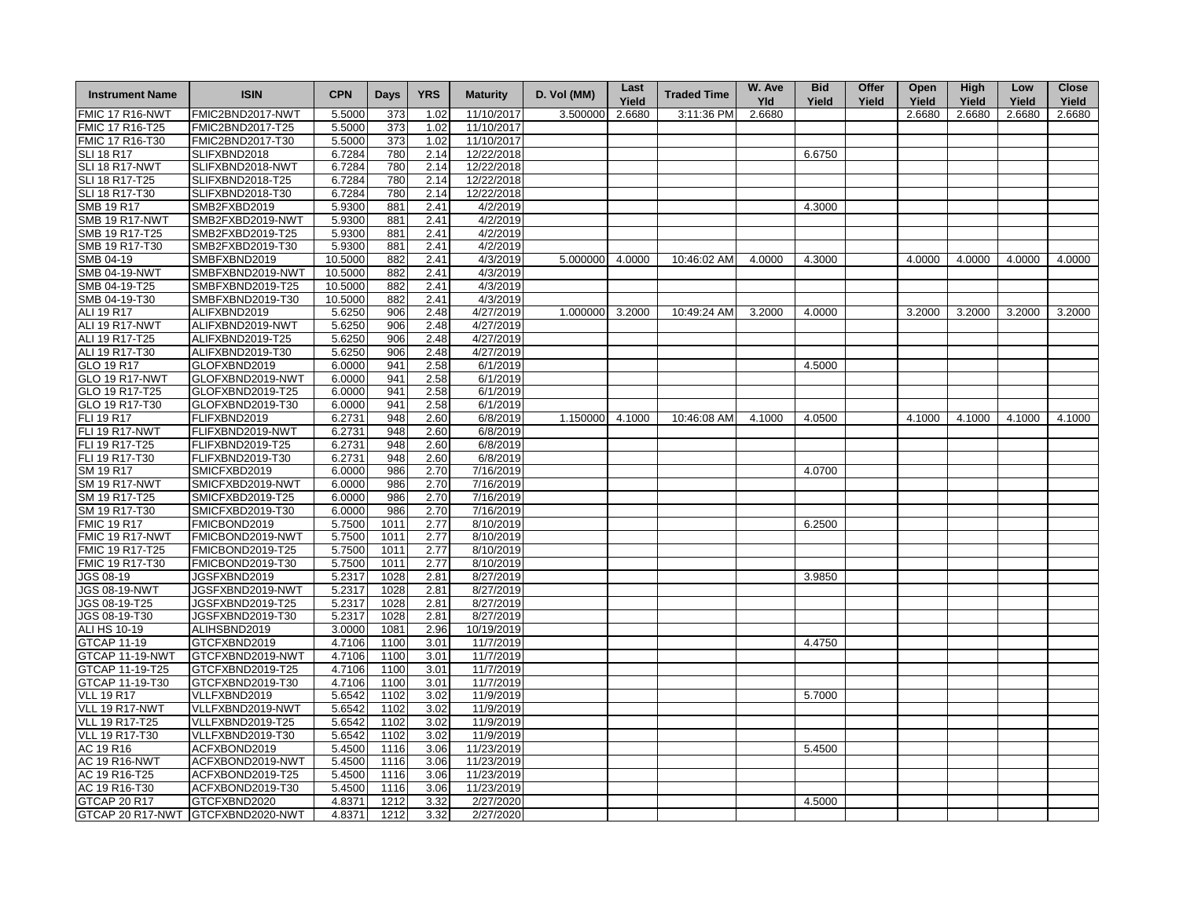| Instrument Name | ISIN | CPN | Days | YRS | Maturity | D. Vol (MM) | Last Yield | Traded Time | W. Ave Yld | Bid Yield | Offer Yield | Open Yield | High Yield | Low Yield | Close Yield |
|---|---|---|---|---|---|---|---|---|---|---|---|---|---|---|---|
| FMIC 17 R16-NWT | FMIC2BND2017-NWT | 5.5000 | 373 | 1.02 | 11/10/2017 | 3.500000 | 2.6680 | 3:11:36 PM | 2.6680 | | | 2.6680 | 2.6680 | 2.6680 | 2.6680 |
| FMIC 17 R16-T25 | FMIC2BND2017-T25 | 5.5000 | 373 | 1.02 | 11/10/2017 | | | | | | | | | | |
| FMIC 17 R16-T30 | FMIC2BND2017-T30 | 5.5000 | 373 | 1.02 | 11/10/2017 | | | | | | | | | | |
| SLI 18 R17 | SLIFXBND2018 | 6.7284 | 780 | 2.14 | 12/22/2018 | | | | | 6.6750 | | | | | |
| SLI 18 R17-NWT | SLIFXBND2018-NWT | 6.7284 | 780 | 2.14 | 12/22/2018 | | | | | | | | | | |
| SLI 18 R17-T25 | SLIFXBND2018-T25 | 6.7284 | 780 | 2.14 | 12/22/2018 | | | | | | | | | | |
| SLI 18 R17-T30 | SLIFXBND2018-T30 | 6.7284 | 780 | 2.14 | 12/22/2018 | | | | | | | | | | |
| SMB 19 R17 | SMB2FXBD2019 | 5.9300 | 881 | 2.41 | 4/2/2019 | | | | | 4.3000 | | | | | |
| SMB 19 R17-NWT | SMB2FXBD2019-NWT | 5.9300 | 881 | 2.41 | 4/2/2019 | | | | | | | | | | |
| SMB 19 R17-T25 | SMB2FXBD2019-T25 | 5.9300 | 881 | 2.41 | 4/2/2019 | | | | | | | | | | |
| SMB 19 R17-T30 | SMB2FXBD2019-T30 | 5.9300 | 881 | 2.41 | 4/2/2019 | | | | | | | | | | |
| SMB 04-19 | SMBFXBND2019 | 10.5000 | 882 | 2.41 | 4/3/2019 | 5.000000 | 4.0000 | 10:46:02 AM | 4.0000 | 4.3000 | | 4.0000 | 4.0000 | 4.0000 | 4.0000 |
| SMB 04-19-NWT | SMBFXBND2019-NWT | 10.5000 | 882 | 2.41 | 4/3/2019 | | | | | | | | | | |
| SMB 04-19-T25 | SMBFXBND2019-T25 | 10.5000 | 882 | 2.41 | 4/3/2019 | | | | | | | | | | |
| SMB 04-19-T30 | SMBFXBND2019-T30 | 10.5000 | 882 | 2.41 | 4/3/2019 | | | | | | | | | | |
| ALI 19 R17 | ALIFXBND2019 | 5.6250 | 906 | 2.48 | 4/27/2019 | 1.000000 | 3.2000 | 10:49:24 AM | 3.2000 | 4.0000 | | 3.2000 | 3.2000 | 3.2000 | 3.2000 |
| ALI 19 R17-NWT | ALIFXBND2019-NWT | 5.6250 | 906 | 2.48 | 4/27/2019 | | | | | | | | | | |
| ALI 19 R17-T25 | ALIFXBND2019-T25 | 5.6250 | 906 | 2.48 | 4/27/2019 | | | | | | | | | | |
| ALI 19 R17-T30 | ALIFXBND2019-T30 | 5.6250 | 906 | 2.48 | 4/27/2019 | | | | | | | | | | |
| GLO 19 R17 | GLOFXBND2019 | 6.0000 | 941 | 2.58 | 6/1/2019 | | | | | 4.5000 | | | | | |
| GLO 19 R17-NWT | GLOFXBND2019-NWT | 6.0000 | 941 | 2.58 | 6/1/2019 | | | | | | | | | | |
| GLO 19 R17-T25 | GLOFXBND2019-T25 | 6.0000 | 941 | 2.58 | 6/1/2019 | | | | | | | | | | |
| GLO 19 R17-T30 | GLOFXBND2019-T30 | 6.0000 | 941 | 2.58 | 6/1/2019 | | | | | | | | | | |
| FLI 19 R17 | FLIFXBND2019 | 6.2731 | 948 | 2.60 | 6/8/2019 | 1.150000 | 4.1000 | 10:46:08 AM | 4.1000 | 4.0500 | | 4.1000 | 4.1000 | 4.1000 | 4.1000 |
| FLI 19 R17-NWT | FLIFXBND2019-NWT | 6.2731 | 948 | 2.60 | 6/8/2019 | | | | | | | | | | |
| FLI 19 R17-T25 | FLIFXBND2019-T25 | 6.2731 | 948 | 2.60 | 6/8/2019 | | | | | | | | | | |
| FLI 19 R17-T30 | FLIFXBND2019-T30 | 6.2731 | 948 | 2.60 | 6/8/2019 | | | | | | | | | | |
| SM 19 R17 | SMICFXBD2019 | 6.0000 | 986 | 2.70 | 7/16/2019 | | | | | 4.0700 | | | | | |
| SM 19 R17-NWT | SMICFXBD2019-NWT | 6.0000 | 986 | 2.70 | 7/16/2019 | | | | | | | | | | |
| SM 19 R17-T25 | SMICFXBD2019-T25 | 6.0000 | 986 | 2.70 | 7/16/2019 | | | | | | | | | | |
| SM 19 R17-T30 | SMICFXBD2019-T30 | 6.0000 | 986 | 2.70 | 7/16/2019 | | | | | | | | | | |
| FMIC 19 R17 | FMICBOND2019 | 5.7500 | 1011 | 2.77 | 8/10/2019 | | | | | 6.2500 | | | | | |
| FMIC 19 R17-NWT | FMICBOND2019-NWT | 5.7500 | 1011 | 2.77 | 8/10/2019 | | | | | | | | | | |
| FMIC 19 R17-T25 | FMICBOND2019-T25 | 5.7500 | 1011 | 2.77 | 8/10/2019 | | | | | | | | | | |
| FMIC 19 R17-T30 | FMICBOND2019-T30 | 5.7500 | 1011 | 2.77 | 8/10/2019 | | | | | | | | | | |
| JGS 08-19 | JGSFXBND2019 | 5.2317 | 1028 | 2.81 | 8/27/2019 | | | | | 3.9850 | | | | | |
| JGS 08-19-NWT | JGSFXBND2019-NWT | 5.2317 | 1028 | 2.81 | 8/27/2019 | | | | | | | | | | |
| JGS 08-19-T25 | JGSFXBND2019-T25 | 5.2317 | 1028 | 2.81 | 8/27/2019 | | | | | | | | | | |
| JGS 08-19-T30 | JGSFXBND2019-T30 | 5.2317 | 1028 | 2.81 | 8/27/2019 | | | | | | | | | | |
| ALI HS 10-19 | ALIHSBND2019 | 3.0000 | 1081 | 2.96 | 10/19/2019 | | | | | | | | | | |
| GTCAP 11-19 | GTCFXBND2019 | 4.7106 | 1100 | 3.01 | 11/7/2019 | | | | | 4.4750 | | | | | |
| GTCAP 11-19-NWT | GTCFXBND2019-NWT | 4.7106 | 1100 | 3.01 | 11/7/2019 | | | | | | | | | | |
| GTCAP 11-19-T25 | GTCFXBND2019-T25 | 4.7106 | 1100 | 3.01 | 11/7/2019 | | | | | | | | | | |
| GTCAP 11-19-T30 | GTCFXBND2019-T30 | 4.7106 | 1100 | 3.01 | 11/7/2019 | | | | | | | | | | |
| VLL 19 R17 | VLLFXBND2019 | 5.6542 | 1102 | 3.02 | 11/9/2019 | | | | | 5.7000 | | | | | |
| VLL 19 R17-NWT | VLLFXBND2019-NWT | 5.6542 | 1102 | 3.02 | 11/9/2019 | | | | | | | | | | |
| VLL 19 R17-T25 | VLLFXBND2019-T25 | 5.6542 | 1102 | 3.02 | 11/9/2019 | | | | | | | | | | |
| VLL 19 R17-T30 | VLLFXBND2019-T30 | 5.6542 | 1102 | 3.02 | 11/9/2019 | | | | | | | | | | |
| AC 19 R16 | ACFXBOND2019 | 5.4500 | 1116 | 3.06 | 11/23/2019 | | | | | 5.4500 | | | | | |
| AC 19 R16-NWT | ACFXBOND2019-NWT | 5.4500 | 1116 | 3.06 | 11/23/2019 | | | | | | | | | | |
| AC 19 R16-T25 | ACFXBOND2019-T25 | 5.4500 | 1116 | 3.06 | 11/23/2019 | | | | | | | | | | |
| AC 19 R16-T30 | ACFXBOND2019-T30 | 5.4500 | 1116 | 3.06 | 11/23/2019 | | | | | | | | | | |
| GTCAP 20 R17 | GTCFXBND2020 | 4.8371 | 1212 | 3.32 | 2/27/2020 | | | | | 4.5000 | | | | | |
| GTCAP 20 R17-NWT | GTCFXBND2020-NWT | 4.8371 | 1212 | 3.32 | 2/27/2020 | | | | | | | | | | |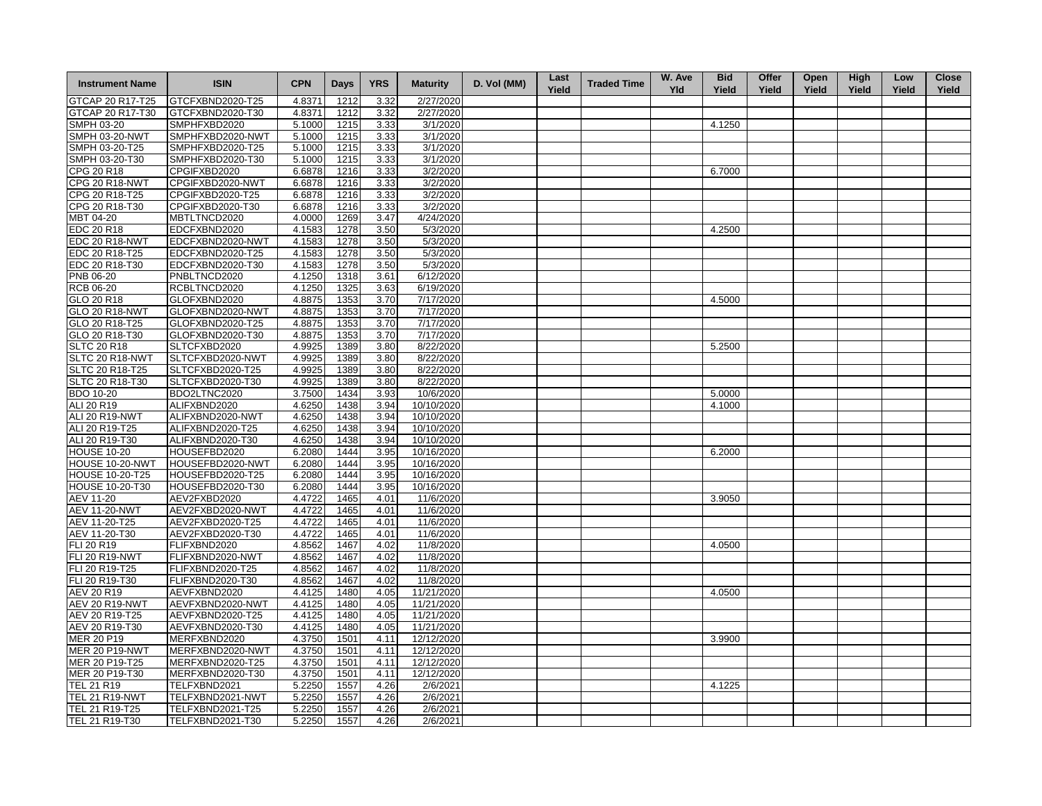| Instrument Name | ISIN | CPN | Days | YRS | Maturity | D. Vol (MM) | Last Yield | Traded Time | W. Ave Yld | Bid Yield | Offer Yield | Open Yield | High Yield | Low Yield | Close Yield |
|---|---|---|---|---|---|---|---|---|---|---|---|---|---|---|---|
| GTCAP 20 R17-T25 | GTCFXBND2020-T25 | 4.8371 | 1212 | 3.32 | 2/27/2020 | | | | | | | | | | |
| GTCAP 20 R17-T30 | GTCFXBND2020-T30 | 4.8371 | 1212 | 3.32 | 2/27/2020 | | | | | | | | | | |
| SMPH 03-20 | SMPHFXBD2020 | 5.1000 | 1215 | 3.33 | 3/1/2020 | | | | | 4.1250 | | | | | |
| SMPH 03-20-NWT | SMPHFXBD2020-NWT | 5.1000 | 1215 | 3.33 | 3/1/2020 | | | | | | | | | | |
| SMPH 03-20-T25 | SMPHFXBD2020-T25 | 5.1000 | 1215 | 3.33 | 3/1/2020 | | | | | | | | | | |
| SMPH 03-20-T30 | SMPHFXBD2020-T30 | 5.1000 | 1215 | 3.33 | 3/1/2020 | | | | | | | | | | |
| CPG 20 R18 | CPGIFXBD2020 | 6.6878 | 1216 | 3.33 | 3/2/2020 | | | | | 6.7000 | | | | | |
| CPG 20 R18-NWT | CPGIFXBD2020-NWT | 6.6878 | 1216 | 3.33 | 3/2/2020 | | | | | | | | | | |
| CPG 20 R18-T25 | CPGIFXBD2020-T25 | 6.6878 | 1216 | 3.33 | 3/2/2020 | | | | | | | | | | |
| CPG 20 R18-T30 | CPGIFXBD2020-T30 | 6.6878 | 1216 | 3.33 | 3/2/2020 | | | | | | | | | | |
| MBT 04-20 | MBTLTNCD2020 | 4.0000 | 1269 | 3.47 | 4/24/2020 | | | | | | | | | | |
| EDC 20 R18 | EDCFXBND2020 | 4.1583 | 1278 | 3.50 | 5/3/2020 | | | | | 4.2500 | | | | | |
| EDC 20 R18-NWT | EDCFXBND2020-NWT | 4.1583 | 1278 | 3.50 | 5/3/2020 | | | | | | | | | | |
| EDC 20 R18-T25 | EDCFXBND2020-T25 | 4.1583 | 1278 | 3.50 | 5/3/2020 | | | | | | | | | | |
| EDC 20 R18-T30 | EDCFXBND2020-T30 | 4.1583 | 1278 | 3.50 | 5/3/2020 | | | | | | | | | | |
| PNB 06-20 | PNBLTNCD2020 | 4.1250 | 1318 | 3.61 | 6/12/2020 | | | | | | | | | | |
| RCB 06-20 | RCBLTNCD2020 | 4.1250 | 1325 | 3.63 | 6/19/2020 | | | | | | | | | | |
| GLO 20 R18 | GLOFXBND2020 | 4.8875 | 1353 | 3.70 | 7/17/2020 | | | | | 4.5000 | | | | | |
| GLO 20 R18-NWT | GLOFXBND2020-NWT | 4.8875 | 1353 | 3.70 | 7/17/2020 | | | | | | | | | | |
| GLO 20 R18-T25 | GLOFXBND2020-T25 | 4.8875 | 1353 | 3.70 | 7/17/2020 | | | | | | | | | | |
| GLO 20 R18-T30 | GLOFXBND2020-T30 | 4.8875 | 1353 | 3.70 | 7/17/2020 | | | | | | | | | | |
| SLTC 20 R18 | SLTCFXBD2020 | 4.9925 | 1389 | 3.80 | 8/22/2020 | | | | | 5.2500 | | | | | |
| SLTC 20 R18-NWT | SLTCFXBD2020-NWT | 4.9925 | 1389 | 3.80 | 8/22/2020 | | | | | | | | | | |
| SLTC 20 R18-T25 | SLTCFXBD2020-T25 | 4.9925 | 1389 | 3.80 | 8/22/2020 | | | | | | | | | | |
| SLTC 20 R18-T30 | SLTCFXBD2020-T30 | 4.9925 | 1389 | 3.80 | 8/22/2020 | | | | | | | | | | |
| BDO 10-20 | BDO2LTNC2020 | 3.7500 | 1434 | 3.93 | 10/6/2020 | | | | | 5.0000 | | | | | |
| ALI 20 R19 | ALIFXBND2020 | 4.6250 | 1438 | 3.94 | 10/10/2020 | | | | | 4.1000 | | | | | |
| ALI 20 R19-NWT | ALIFXBND2020-NWT | 4.6250 | 1438 | 3.94 | 10/10/2020 | | | | | | | | | | |
| ALI 20 R19-T25 | ALIFXBND2020-T25 | 4.6250 | 1438 | 3.94 | 10/10/2020 | | | | | | | | | | |
| ALI 20 R19-T30 | ALIFXBND2020-T30 | 4.6250 | 1438 | 3.94 | 10/10/2020 | | | | | | | | | | |
| HOUSE 10-20 | HOUSEFBD2020 | 6.2080 | 1444 | 3.95 | 10/16/2020 | | | | | 6.2000 | | | | | |
| HOUSE 10-20-NWT | HOUSEFBD2020-NWT | 6.2080 | 1444 | 3.95 | 10/16/2020 | | | | | | | | | | |
| HOUSE 10-20-T25 | HOUSEFBD2020-T25 | 6.2080 | 1444 | 3.95 | 10/16/2020 | | | | | | | | | | |
| HOUSE 10-20-T30 | HOUSEFBD2020-T30 | 6.2080 | 1444 | 3.95 | 10/16/2020 | | | | | | | | | | |
| AEV 11-20 | AEV2FXBD2020 | 4.4722 | 1465 | 4.01 | 11/6/2020 | | | | | 3.9050 | | | | | |
| AEV 11-20-NWT | AEV2FXBD2020-NWT | 4.4722 | 1465 | 4.01 | 11/6/2020 | | | | | | | | | | |
| AEV 11-20-T25 | AEV2FXBD2020-T25 | 4.4722 | 1465 | 4.01 | 11/6/2020 | | | | | | | | | | |
| AEV 11-20-T30 | AEV2FXBD2020-T30 | 4.4722 | 1465 | 4.01 | 11/6/2020 | | | | | | | | | | |
| FLI 20 R19 | FLIFXBND2020 | 4.8562 | 1467 | 4.02 | 11/8/2020 | | | | | 4.0500 | | | | | |
| FLI 20 R19-NWT | FLIFXBND2020-NWT | 4.8562 | 1467 | 4.02 | 11/8/2020 | | | | | | | | | | |
| FLI 20 R19-T25 | FLIFXBND2020-T25 | 4.8562 | 1467 | 4.02 | 11/8/2020 | | | | | | | | | | |
| FLI 20 R19-T30 | FLIFXBND2020-T30 | 4.8562 | 1467 | 4.02 | 11/8/2020 | | | | | | | | | | |
| AEV 20 R19 | AEVFXBND2020 | 4.4125 | 1480 | 4.05 | 11/21/2020 | | | | | 4.0500 | | | | | |
| AEV 20 R19-NWT | AEVFXBND2020-NWT | 4.4125 | 1480 | 4.05 | 11/21/2020 | | | | | | | | | | |
| AEV 20 R19-T25 | AEVFXBND2020-T25 | 4.4125 | 1480 | 4.05 | 11/21/2020 | | | | | | | | | | |
| AEV 20 R19-T30 | AEVFXBND2020-T30 | 4.4125 | 1480 | 4.05 | 11/21/2020 | | | | | | | | | | |
| MER 20 P19 | MERFXBND2020 | 4.3750 | 1501 | 4.11 | 12/12/2020 | | | | | 3.9900 | | | | | |
| MER 20 P19-NWT | MERFXBND2020-NWT | 4.3750 | 1501 | 4.11 | 12/12/2020 | | | | | | | | | | |
| MER 20 P19-T25 | MERFXBND2020-T25 | 4.3750 | 1501 | 4.11 | 12/12/2020 | | | | | | | | | | |
| MER 20 P19-T30 | MERFXBND2020-T30 | 4.3750 | 1501 | 4.11 | 12/12/2020 | | | | | | | | | | |
| TEL 21 R19 | TELFXBND2021 | 5.2250 | 1557 | 4.26 | 2/6/2021 | | | | | 4.1225 | | | | | |
| TEL 21 R19-NWT | TELFXBND2021-NWT | 5.2250 | 1557 | 4.26 | 2/6/2021 | | | | | | | | | | |
| TEL 21 R19-T25 | TELFXBND2021-T25 | 5.2250 | 1557 | 4.26 | 2/6/2021 | | | | | | | | | | |
| TEL 21 R19-T30 | TELFXBND2021-T30 | 5.2250 | 1557 | 4.26 | 2/6/2021 | | | | | | | | | | |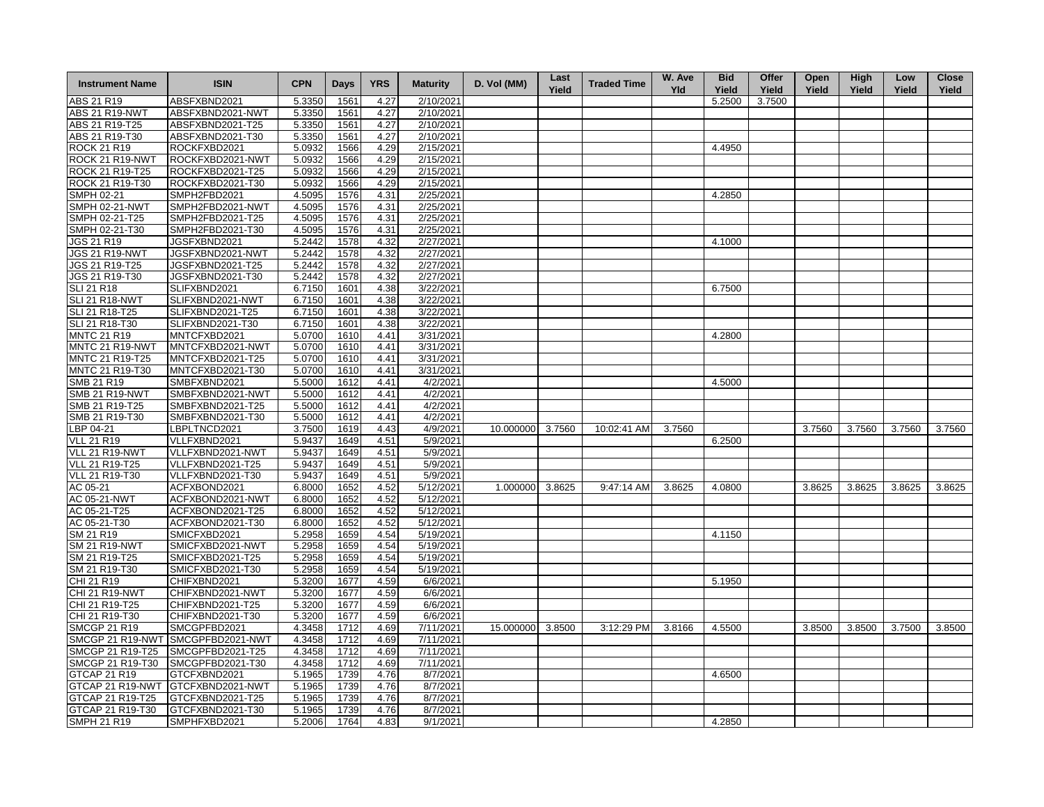| Instrument Name | ISIN | CPN | Days | YRS | Maturity | D. Vol (MM) | Last Yield | Traded Time | W. Ave Yld | Bid Yield | Offer Yield | Open Yield | High Yield | Low Yield | Close Yield |
|---|---|---|---|---|---|---|---|---|---|---|---|---|---|---|---|
| ABS 21 R19 | ABSFXBND2021 | 5.3350 | 1561 | 4.27 | 2/10/2021 | | | | | 5.2500 | 3.7500 | | | | |
| ABS 21 R19-NWT | ABSFXBND2021-NWT | 5.3350 | 1561 | 4.27 | 2/10/2021 | | | | | | | | | | |
| ABS 21 R19-T25 | ABSFXBND2021-T25 | 5.3350 | 1561 | 4.27 | 2/10/2021 | | | | | | | | | | |
| ABS 21 R19-T30 | ABSFXBND2021-T30 | 5.3350 | 1561 | 4.27 | 2/10/2021 | | | | | | | | | | |
| ROCK 21 R19 | ROCKFXBD2021 | 5.0932 | 1566 | 4.29 | 2/15/2021 | | | | | 4.4950 | | | | | |
| ROCK 21 R19-NWT | ROCKFXBD2021-NWT | 5.0932 | 1566 | 4.29 | 2/15/2021 | | | | | | | | | | |
| ROCK 21 R19-T25 | ROCKFXBD2021-T25 | 5.0932 | 1566 | 4.29 | 2/15/2021 | | | | | | | | | | |
| ROCK 21 R19-T30 | ROCKFXBD2021-T30 | 5.0932 | 1566 | 4.29 | 2/15/2021 | | | | | | | | | | |
| SMPH 02-21 | SMPH2FBD2021 | 4.5095 | 1576 | 4.31 | 2/25/2021 | | | | | 4.2850 | | | | | |
| SMPH 02-21-NWT | SMPH2FBD2021-NWT | 4.5095 | 1576 | 4.31 | 2/25/2021 | | | | | | | | | | |
| SMPH 02-21-T25 | SMPH2FBD2021-T25 | 4.5095 | 1576 | 4.31 | 2/25/2021 | | | | | | | | | | |
| SMPH 02-21-T30 | SMPH2FBD2021-T30 | 4.5095 | 1576 | 4.31 | 2/25/2021 | | | | | | | | | | |
| JGS 21 R19 | JGSFXBND2021 | 5.2442 | 1578 | 4.32 | 2/27/2021 | | | | | 4.1000 | | | | | |
| JGS 21 R19-NWT | JGSFXBND2021-NWT | 5.2442 | 1578 | 4.32 | 2/27/2021 | | | | | | | | | | |
| JGS 21 R19-T25 | JGSFXBND2021-T25 | 5.2442 | 1578 | 4.32 | 2/27/2021 | | | | | | | | | | |
| JGS 21 R19-T30 | JGSFXBND2021-T30 | 5.2442 | 1578 | 4.32 | 2/27/2021 | | | | | | | | | | |
| SLI 21 R18 | SLIFXBND2021 | 6.7150 | 1601 | 4.38 | 3/22/2021 | | | | | 6.7500 | | | | | |
| SLI 21 R18-NWT | SLIFXBND2021-NWT | 6.7150 | 1601 | 4.38 | 3/22/2021 | | | | | | | | | | |
| SLI 21 R18-T25 | SLIFXBND2021-T25 | 6.7150 | 1601 | 4.38 | 3/22/2021 | | | | | | | | | | |
| SLI 21 R18-T30 | SLIFXBND2021-T30 | 6.7150 | 1601 | 4.38 | 3/22/2021 | | | | | | | | | | |
| MNTC 21 R19 | MNTCFXBD2021 | 5.0700 | 1610 | 4.41 | 3/31/2021 | | | | | 4.2800 | | | | | |
| MNTC 21 R19-NWT | MNTCFXBD2021-NWT | 5.0700 | 1610 | 4.41 | 3/31/2021 | | | | | | | | | | |
| MNTC 21 R19-T25 | MNTCFXBD2021-T25 | 5.0700 | 1610 | 4.41 | 3/31/2021 | | | | | | | | | | |
| MNTC 21 R19-T30 | MNTCFXBD2021-T30 | 5.0700 | 1610 | 4.41 | 3/31/2021 | | | | | | | | | | |
| SMB 21 R19 | SMBFXBND2021 | 5.5000 | 1612 | 4.41 | 4/2/2021 | | | | | 4.5000 | | | | | |
| SMB 21 R19-NWT | SMBFXBND2021-NWT | 5.5000 | 1612 | 4.41 | 4/2/2021 | | | | | | | | | | |
| SMB 21 R19-T25 | SMBFXBND2021-T25 | 5.5000 | 1612 | 4.41 | 4/2/2021 | | | | | | | | | | |
| SMB 21 R19-T30 | SMBFXBND2021-T30 | 5.5000 | 1612 | 4.41 | 4/2/2021 | | | | | | | | | | |
| LBP 04-21 | LBPLTNCD2021 | 3.7500 | 1619 | 4.43 | 4/9/2021 | 10.000000 | 3.7560 | 10:02:41 AM | 3.7560 | | | 3.7560 | 3.7560 | 3.7560 | 3.7560 |
| VLL 21 R19 | VLLFXBND2021 | 5.9437 | 1649 | 4.51 | 5/9/2021 | | | | | 6.2500 | | | | | |
| VLL 21 R19-NWT | VLLFXBND2021-NWT | 5.9437 | 1649 | 4.51 | 5/9/2021 | | | | | | | | | | |
| VLL 21 R19-T25 | VLLFXBND2021-T25 | 5.9437 | 1649 | 4.51 | 5/9/2021 | | | | | | | | | | |
| VLL 21 R19-T30 | VLLFXBND2021-T30 | 5.9437 | 1649 | 4.51 | 5/9/2021 | | | | | | | | | | |
| AC 05-21 | ACFXBOND2021 | 6.8000 | 1652 | 4.52 | 5/12/2021 | 1.000000 | 3.8625 | 9:47:14 AM | 3.8625 | 4.0800 | | 3.8625 | 3.8625 | 3.8625 | 3.8625 |
| AC 05-21-NWT | ACFXBOND2021-NWT | 6.8000 | 1652 | 4.52 | 5/12/2021 | | | | | | | | | | |
| AC 05-21-T25 | ACFXBOND2021-T25 | 6.8000 | 1652 | 4.52 | 5/12/2021 | | | | | | | | | | |
| AC 05-21-T30 | ACFXBOND2021-T30 | 6.8000 | 1652 | 4.52 | 5/12/2021 | | | | | | | | | | |
| SM 21 R19 | SMICFXBD2021 | 5.2958 | 1659 | 4.54 | 5/19/2021 | | | | | 4.1150 | | | | | |
| SM 21 R19-NWT | SMICFXBD2021-NWT | 5.2958 | 1659 | 4.54 | 5/19/2021 | | | | | | | | | | |
| SM 21 R19-T25 | SMICFXBD2021-T25 | 5.2958 | 1659 | 4.54 | 5/19/2021 | | | | | | | | | | |
| SM 21 R19-T30 | SMICFXBD2021-T30 | 5.2958 | 1659 | 4.54 | 5/19/2021 | | | | | | | | | | |
| CHI 21 R19 | CHIFXBND2021 | 5.3200 | 1677 | 4.59 | 6/6/2021 | | | | | 5.1950 | | | | | |
| CHI 21 R19-NWT | CHIFXBND2021-NWT | 5.3200 | 1677 | 4.59 | 6/6/2021 | | | | | | | | | | |
| CHI 21 R19-T25 | CHIFXBND2021-T25 | 5.3200 | 1677 | 4.59 | 6/6/2021 | | | | | | | | | | |
| CHI 21 R19-T30 | CHIFXBND2021-T30 | 5.3200 | 1677 | 4.59 | 6/6/2021 | | | | | | | | | | |
| SMCGP 21 R19 | SMCGPFBD2021 | 4.3458 | 1712 | 4.69 | 7/11/2021 | 15.000000 | 3.8500 | 3:12:29 PM | 3.8166 | 4.5500 | | 3.8500 | 3.8500 | 3.7500 | 3.8500 |
| SMCGP 21 R19-NWT | SMCGPFBD2021-NWT | 4.3458 | 1712 | 4.69 | 7/11/2021 | | | | | | | | | | |
| SMCGP 21 R19-T25 | SMCGPFBD2021-T25 | 4.3458 | 1712 | 4.69 | 7/11/2021 | | | | | | | | | | |
| SMCGP 21 R19-T30 | SMCGPFBD2021-T30 | 4.3458 | 1712 | 4.69 | 7/11/2021 | | | | | | | | | | |
| GTCAP 21 R19 | GTCFXBND2021 | 5.1965 | 1739 | 4.76 | 8/7/2021 | | | | | 4.6500 | | | | | |
| GTCAP 21 R19-NWT | GTCFXBND2021-NWT | 5.1965 | 1739 | 4.76 | 8/7/2021 | | | | | | | | | | |
| GTCAP 21 R19-T25 | GTCFXBND2021-T25 | 5.1965 | 1739 | 4.76 | 8/7/2021 | | | | | | | | | | |
| GTCAP 21 R19-T30 | GTCFXBND2021-T30 | 5.1965 | 1739 | 4.76 | 8/7/2021 | | | | | | | | | | |
| SMPH 21 R19 | SMPHFXBD2021 | 5.2006 | 1764 | 4.83 | 9/1/2021 | | | | | 4.2850 | | | | | |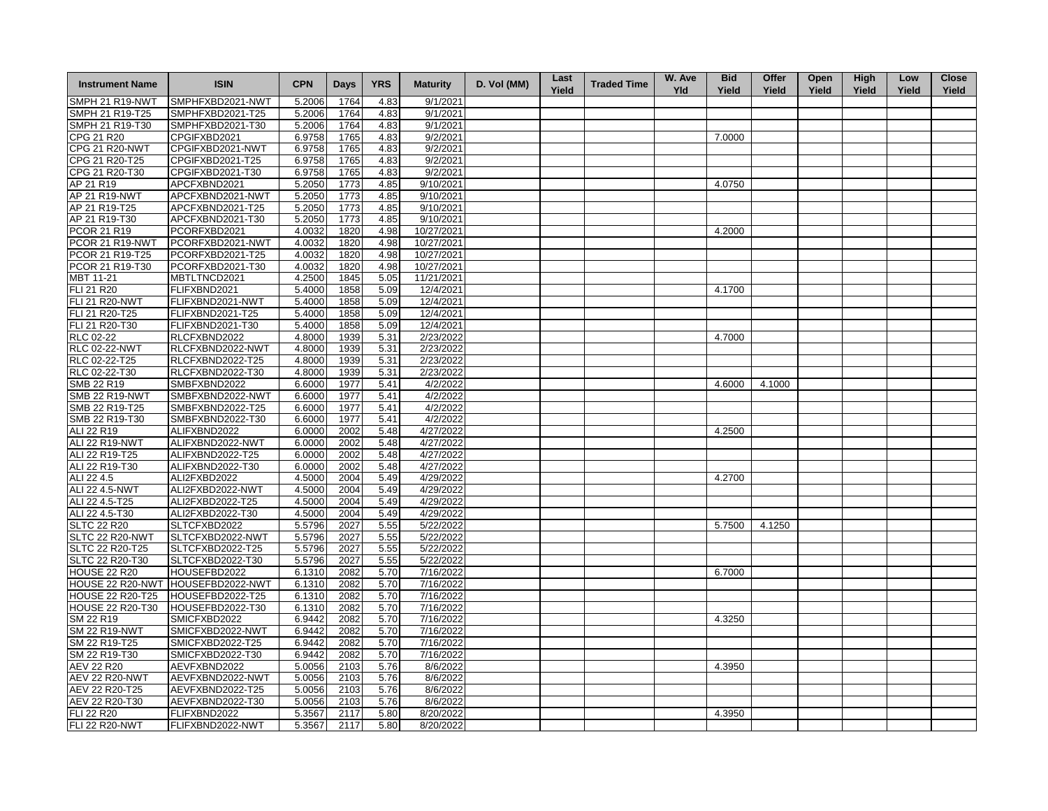| Instrument Name | ISIN | CPN | Days | YRS | Maturity | D. Vol (MM) | Last Yield | Traded Time | W. Ave Yld | Bid Yield | Offer Yield | Open Yield | High Yield | Low Yield | Close Yield |
|---|---|---|---|---|---|---|---|---|---|---|---|---|---|---|---|
| SMPH 21 R19-NWT | SMPHFXBD2021-NWT | 5.2006 | 1764 | 4.83 | 9/1/2021 | | | | | | | | | | |
| SMPH 21 R19-T25 | SMPHFXBD2021-T25 | 5.2006 | 1764 | 4.83 | 9/1/2021 | | | | | | | | | | |
| SMPH 21 R19-T30 | SMPHFXBD2021-T30 | 5.2006 | 1764 | 4.83 | 9/1/2021 | | | | | | | | | | |
| CPG 21 R20 | CPGIFXBD2021 | 6.9758 | 1765 | 4.83 | 9/2/2021 | | | | | 7.0000 | | | | | |
| CPG 21 R20-NWT | CPGIFXBD2021-NWT | 6.9758 | 1765 | 4.83 | 9/2/2021 | | | | | | | | | | |
| CPG 21 R20-T25 | CPGIFXBD2021-T25 | 6.9758 | 1765 | 4.83 | 9/2/2021 | | | | | | | | | | |
| CPG 21 R20-T30 | CPGIFXBD2021-T30 | 6.9758 | 1765 | 4.83 | 9/2/2021 | | | | | | | | | | |
| AP 21 R19 | APCFXBND2021 | 5.2050 | 1773 | 4.85 | 9/10/2021 | | | | | 4.0750 | | | | | |
| AP 21 R19-NWT | APCFXBND2021-NWT | 5.2050 | 1773 | 4.85 | 9/10/2021 | | | | | | | | | | |
| AP 21 R19-T25 | APCFXBND2021-T25 | 5.2050 | 1773 | 4.85 | 9/10/2021 | | | | | | | | | | |
| AP 21 R19-T30 | APCFXBND2021-T30 | 5.2050 | 1773 | 4.85 | 9/10/2021 | | | | | | | | | | |
| PCOR 21 R19 | PCORFXBD2021 | 4.0032 | 1820 | 4.98 | 10/27/2021 | | | | | 4.2000 | | | | | |
| PCOR 21 R19-NWT | PCORFXBD2021-NWT | 4.0032 | 1820 | 4.98 | 10/27/2021 | | | | | | | | | | |
| PCOR 21 R19-T25 | PCORFXBD2021-T25 | 4.0032 | 1820 | 4.98 | 10/27/2021 | | | | | | | | | | |
| PCOR 21 R19-T30 | PCORFXBD2021-T30 | 4.0032 | 1820 | 4.98 | 10/27/2021 | | | | | | | | | | |
| MBT 11-21 | MBTLTNCD2021 | 4.2500 | 1845 | 5.05 | 11/21/2021 | | | | | | | | | | |
| FLI 21 R20 | FLIFXBND2021 | 5.4000 | 1858 | 5.09 | 12/4/2021 | | | | | 4.1700 | | | | | |
| FLI 21 R20-NWT | FLIFXBND2021-NWT | 5.4000 | 1858 | 5.09 | 12/4/2021 | | | | | | | | | | |
| FLI 21 R20-T25 | FLIFXBND2021-T25 | 5.4000 | 1858 | 5.09 | 12/4/2021 | | | | | | | | | | |
| FLI 21 R20-T30 | FLIFXBND2021-T30 | 5.4000 | 1858 | 5.09 | 12/4/2021 | | | | | | | | | | |
| RLC 02-22 | RLCFXBND2022 | 4.8000 | 1939 | 5.31 | 2/23/2022 | | | | | 4.7000 | | | | | |
| RLC 02-22-NWT | RLCFXBND2022-NWT | 4.8000 | 1939 | 5.31 | 2/23/2022 | | | | | | | | | | |
| RLC 02-22-T25 | RLCFXBND2022-T25 | 4.8000 | 1939 | 5.31 | 2/23/2022 | | | | | | | | | | |
| RLC 02-22-T30 | RLCFXBND2022-T30 | 4.8000 | 1939 | 5.31 | 2/23/2022 | | | | | | | | | | |
| SMB 22 R19 | SMBFXBND2022 | 6.6000 | 1977 | 5.41 | 4/2/2022 | | | | | 4.6000 | 4.1000 | | | | |
| SMB 22 R19-NWT | SMBFXBND2022-NWT | 6.6000 | 1977 | 5.41 | 4/2/2022 | | | | | | | | | | |
| SMB 22 R19-T25 | SMBFXBND2022-T25 | 6.6000 | 1977 | 5.41 | 4/2/2022 | | | | | | | | | | |
| SMB 22 R19-T30 | SMBFXBND2022-T30 | 6.6000 | 1977 | 5.41 | 4/2/2022 | | | | | | | | | | |
| ALI 22 R19 | ALIFXBND2022 | 6.0000 | 2002 | 5.48 | 4/27/2022 | | | | | 4.2500 | | | | | |
| ALI 22 R19-NWT | ALIFXBND2022-NWT | 6.0000 | 2002 | 5.48 | 4/27/2022 | | | | | | | | | | |
| ALI 22 R19-T25 | ALIFXBND2022-T25 | 6.0000 | 2002 | 5.48 | 4/27/2022 | | | | | | | | | | |
| ALI 22 R19-T30 | ALIFXBND2022-T30 | 6.0000 | 2002 | 5.48 | 4/27/2022 | | | | | | | | | | |
| ALI 22 4.5 | ALI2FXBD2022 | 4.5000 | 2004 | 5.49 | 4/29/2022 | | | | | 4.2700 | | | | | |
| ALI 22 4.5-NWT | ALI2FXBD2022-NWT | 4.5000 | 2004 | 5.49 | 4/29/2022 | | | | | | | | | | |
| ALI 22 4.5-T25 | ALI2FXBD2022-T25 | 4.5000 | 2004 | 5.49 | 4/29/2022 | | | | | | | | | | |
| ALI 22 4.5-T30 | ALI2FXBD2022-T30 | 4.5000 | 2004 | 5.49 | 4/29/2022 | | | | | | | | | | |
| SLTC 22 R20 | SLTCFXBD2022 | 5.5796 | 2027 | 5.55 | 5/22/2022 | | | | | 5.7500 | 4.1250 | | | | |
| SLTC 22 R20-NWT | SLTCFXBD2022-NWT | 5.5796 | 2027 | 5.55 | 5/22/2022 | | | | | | | | | | |
| SLTC 22 R20-T25 | SLTCFXBD2022-T25 | 5.5796 | 2027 | 5.55 | 5/22/2022 | | | | | | | | | | |
| SLTC 22 R20-T30 | SLTCFXBD2022-T30 | 5.5796 | 2027 | 5.55 | 5/22/2022 | | | | | | | | | | |
| HOUSE 22 R20 | HOUSEFBD2022 | 6.1310 | 2082 | 5.70 | 7/16/2022 | | | | | 6.7000 | | | | | |
| HOUSE 22 R20-NWT | HOUSEFBD2022-NWT | 6.1310 | 2082 | 5.70 | 7/16/2022 | | | | | | | | | | |
| HOUSE 22 R20-T25 | HOUSEFBD2022-T25 | 6.1310 | 2082 | 5.70 | 7/16/2022 | | | | | | | | | | |
| HOUSE 22 R20-T30 | HOUSEFBD2022-T30 | 6.1310 | 2082 | 5.70 | 7/16/2022 | | | | | | | | | | |
| SM 22 R19 | SMICFXBD2022 | 6.9442 | 2082 | 5.70 | 7/16/2022 | | | | | 4.3250 | | | | | |
| SM 22 R19-NWT | SMICFXBD2022-NWT | 6.9442 | 2082 | 5.70 | 7/16/2022 | | | | | | | | | | |
| SM 22 R19-T25 | SMICFXBD2022-T25 | 6.9442 | 2082 | 5.70 | 7/16/2022 | | | | | | | | | | |
| SM 22 R19-T30 | SMICFXBD2022-T30 | 6.9442 | 2082 | 5.70 | 7/16/2022 | | | | | | | | | | |
| AEV 22 R20 | AEVFXBND2022 | 5.0056 | 2103 | 5.76 | 8/6/2022 | | | | | 4.3950 | | | | | |
| AEV 22 R20-NWT | AEVFXBND2022-NWT | 5.0056 | 2103 | 5.76 | 8/6/2022 | | | | | | | | | | |
| AEV 22 R20-T25 | AEVFXBND2022-T25 | 5.0056 | 2103 | 5.76 | 8/6/2022 | | | | | | | | | | |
| AEV 22 R20-T30 | AEVFXBND2022-T30 | 5.0056 | 2103 | 5.76 | 8/6/2022 | | | | | | | | | | |
| FLI 22 R20 | FLIFXBND2022 | 5.3567 | 2117 | 5.80 | 8/20/2022 | | | | | 4.3950 | | | | | |
| FLI 22 R20-NWT | FLIFXBND2022-NWT | 5.3567 | 2117 | 5.80 | 8/20/2022 | | | | | | | | | | |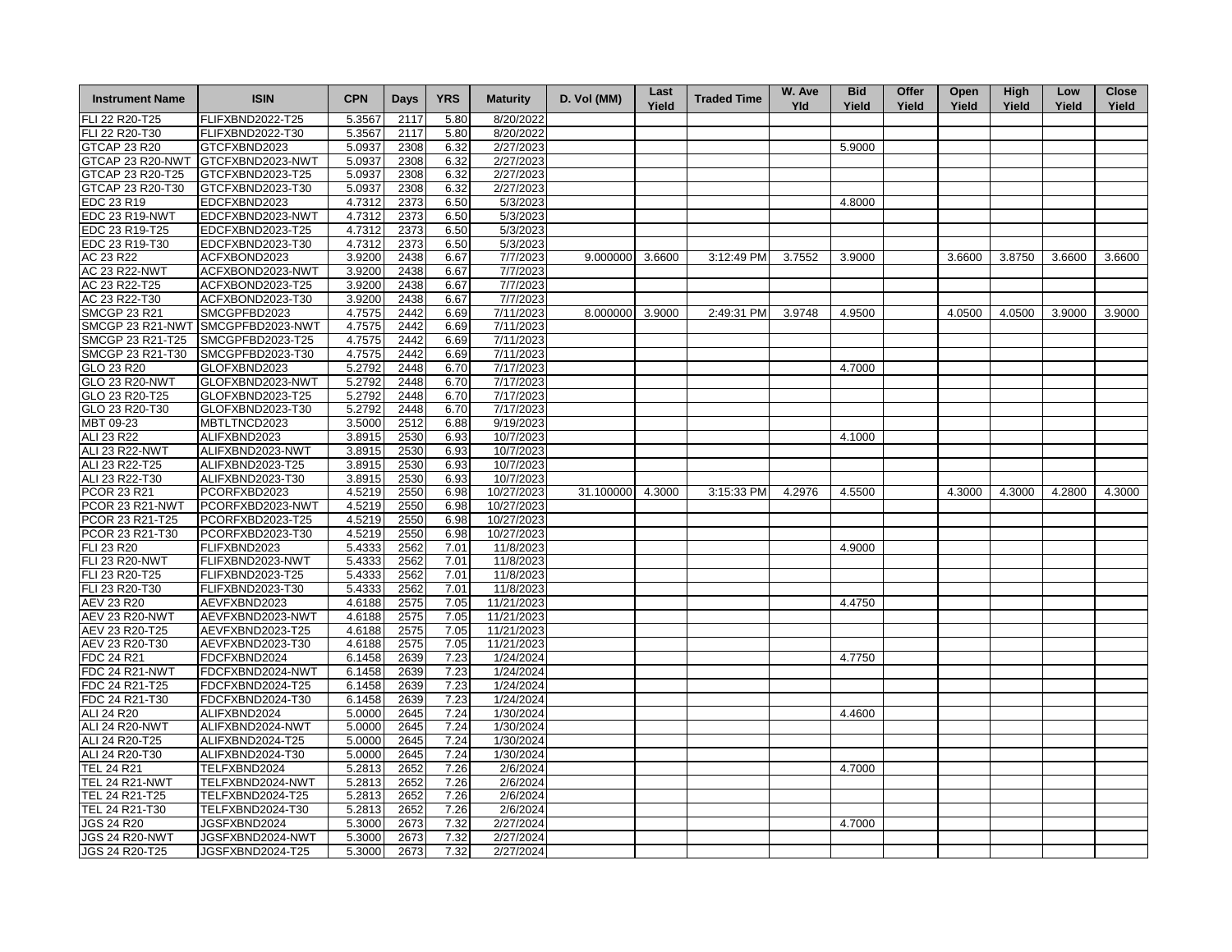| Instrument Name | ISIN | CPN | Days | YRS | Maturity | D. Vol (MM) | Last Yield | Traded Time | W. Ave Yld | Bid Yield | Offer Yield | Open Yield | High Yield | Low Yield | Close Yield |
|---|---|---|---|---|---|---|---|---|---|---|---|---|---|---|---|
| FLI 22 R20-T25 | FLIFXBND2022-T25 | 5.3567 | 2117 | 5.80 | 8/20/2022 | | | | | | | | | | |
| FLI 22 R20-T30 | FLIFXBND2022-T30 | 5.3567 | 2117 | 5.80 | 8/20/2022 | | | | | | | | | | |
| GTCAP 23 R20 | GTCFXBND2023 | 5.0937 | 2308 | 6.32 | 2/27/2023 | | | | | 5.9000 | | | | | |
| GTCAP 23 R20-NWT | GTCFXBND2023-NWT | 5.0937 | 2308 | 6.32 | 2/27/2023 | | | | | | | | | | |
| GTCAP 23 R20-T25 | GTCFXBND2023-T25 | 5.0937 | 2308 | 6.32 | 2/27/2023 | | | | | | | | | | |
| GTCAP 23 R20-T30 | GTCFXBND2023-T30 | 5.0937 | 2308 | 6.32 | 2/27/2023 | | | | | | | | | | |
| EDC 23 R19 | EDCFXBND2023 | 4.7312 | 2373 | 6.50 | 5/3/2023 | | | | | 4.8000 | | | | | |
| EDC 23 R19-NWT | EDCFXBND2023-NWT | 4.7312 | 2373 | 6.50 | 5/3/2023 | | | | | | | | | | |
| EDC 23 R19-T25 | EDCFXBND2023-T25 | 4.7312 | 2373 | 6.50 | 5/3/2023 | | | | | | | | | | |
| EDC 23 R19-T30 | EDCFXBND2023-T30 | 4.7312 | 2373 | 6.50 | 5/3/2023 | | | | | | | | | | |
| AC 23 R22 | ACFXBOND2023 | 3.9200 | 2438 | 6.67 | 7/7/2023 | 9.000000 | 3.6600 | 3:12:49 PM | 3.7552 | 3.9000 | | 3.6600 | 3.8750 | 3.6600 | 3.6600 |
| AC 23 R22-NWT | ACFXBOND2023-NWT | 3.9200 | 2438 | 6.67 | 7/7/2023 | | | | | | | | | | |
| AC 23 R22-T25 | ACFXBOND2023-T25 | 3.9200 | 2438 | 6.67 | 7/7/2023 | | | | | | | | | | |
| AC 23 R22-T30 | ACFXBOND2023-T30 | 3.9200 | 2438 | 6.67 | 7/7/2023 | | | | | | | | | | |
| SMCGP 23 R21 | SMCGPFBD2023 | 4.7575 | 2442 | 6.69 | 7/11/2023 | 8.000000 | 3.9000 | 2:49:31 PM | 3.9748 | 4.9500 | | 4.0500 | 4.0500 | 3.9000 | 3.9000 |
| SMCGP 23 R21-NWT | SMCGPFBD2023-NWT | 4.7575 | 2442 | 6.69 | 7/11/2023 | | | | | | | | | | |
| SMCGP 23 R21-T25 | SMCGPFBD2023-T25 | 4.7575 | 2442 | 6.69 | 7/11/2023 | | | | | | | | | | |
| SMCGP 23 R21-T30 | SMCGPFBD2023-T30 | 4.7575 | 2442 | 6.69 | 7/11/2023 | | | | | | | | | | |
| GLO 23 R20 | GLOFXBND2023 | 5.2792 | 2448 | 6.70 | 7/17/2023 | | | | | 4.7000 | | | | | |
| GLO 23 R20-NWT | GLOFXBND2023-NWT | 5.2792 | 2448 | 6.70 | 7/17/2023 | | | | | | | | | | |
| GLO 23 R20-T25 | GLOFXBND2023-T25 | 5.2792 | 2448 | 6.70 | 7/17/2023 | | | | | | | | | | |
| GLO 23 R20-T30 | GLOFXBND2023-T30 | 5.2792 | 2448 | 6.70 | 7/17/2023 | | | | | | | | | | |
| MBT 09-23 | MBTLTNCD2023 | 3.5000 | 2512 | 6.88 | 9/19/2023 | | | | | | | | | | |
| ALI 23 R22 | ALIFXBND2023 | 3.8915 | 2530 | 6.93 | 10/7/2023 | | | | | 4.1000 | | | | | |
| ALI 23 R22-NWT | ALIFXBND2023-NWT | 3.8915 | 2530 | 6.93 | 10/7/2023 | | | | | | | | | | |
| ALI 23 R22-T25 | ALIFXBND2023-T25 | 3.8915 | 2530 | 6.93 | 10/7/2023 | | | | | | | | | | |
| ALI 23 R22-T30 | ALIFXBND2023-T30 | 3.8915 | 2530 | 6.93 | 10/7/2023 | | | | | | | | | | |
| PCOR 23 R21 | PCORFXBD2023 | 4.5219 | 2550 | 6.98 | 10/27/2023 | 31.100000 | 4.3000 | 3:15:33 PM | 4.2976 | 4.5500 | | 4.3000 | 4.3000 | 4.2800 | 4.3000 |
| PCOR 23 R21-NWT | PCORFXBD2023-NWT | 4.5219 | 2550 | 6.98 | 10/27/2023 | | | | | | | | | | |
| PCOR 23 R21-T25 | PCORFXBD2023-T25 | 4.5219 | 2550 | 6.98 | 10/27/2023 | | | | | | | | | | |
| PCOR 23 R21-T30 | PCORFXBD2023-T30 | 4.5219 | 2550 | 6.98 | 10/27/2023 | | | | | | | | | | |
| FLI 23 R20 | FLIFXBND2023 | 5.4333 | 2562 | 7.01 | 11/8/2023 | | | | | 4.9000 | | | | | |
| FLI 23 R20-NWT | FLIFXBND2023-NWT | 5.4333 | 2562 | 7.01 | 11/8/2023 | | | | | | | | | | |
| FLI 23 R20-T25 | FLIFXBND2023-T25 | 5.4333 | 2562 | 7.01 | 11/8/2023 | | | | | | | | | | |
| FLI 23 R20-T30 | FLIFXBND2023-T30 | 5.4333 | 2562 | 7.01 | 11/8/2023 | | | | | | | | | | |
| AEV 23 R20 | AEVFXBND2023 | 4.6188 | 2575 | 7.05 | 11/21/2023 | | | | | 4.4750 | | | | | |
| AEV 23 R20-NWT | AEVFXBND2023-NWT | 4.6188 | 2575 | 7.05 | 11/21/2023 | | | | | | | | | | |
| AEV 23 R20-T25 | AEVFXBND2023-T25 | 4.6188 | 2575 | 7.05 | 11/21/2023 | | | | | | | | | | |
| AEV 23 R20-T30 | AEVFXBND2023-T30 | 4.6188 | 2575 | 7.05 | 11/21/2023 | | | | | | | | | | |
| FDC 24 R21 | FDCFXBND2024 | 6.1458 | 2639 | 7.23 | 1/24/2024 | | | | | 4.7750 | | | | | |
| FDC 24 R21-NWT | FDCFXBND2024-NWT | 6.1458 | 2639 | 7.23 | 1/24/2024 | | | | | | | | | | |
| FDC 24 R21-T25 | FDCFXBND2024-T25 | 6.1458 | 2639 | 7.23 | 1/24/2024 | | | | | | | | | | |
| FDC 24 R21-T30 | FDCFXBND2024-T30 | 6.1458 | 2639 | 7.23 | 1/24/2024 | | | | | | | | | | |
| ALI 24 R20 | ALIFXBND2024 | 5.0000 | 2645 | 7.24 | 1/30/2024 | | | | | 4.4600 | | | | | |
| ALI 24 R20-NWT | ALIFXBND2024-NWT | 5.0000 | 2645 | 7.24 | 1/30/2024 | | | | | | | | | | |
| ALI 24 R20-T25 | ALIFXBND2024-T25 | 5.0000 | 2645 | 7.24 | 1/30/2024 | | | | | | | | | | |
| ALI 24 R20-T30 | ALIFXBND2024-T30 | 5.0000 | 2645 | 7.24 | 1/30/2024 | | | | | | | | | | |
| TEL 24 R21 | TELFXBND2024 | 5.2813 | 2652 | 7.26 | 2/6/2024 | | | | | 4.7000 | | | | | |
| TEL 24 R21-NWT | TELFXBND2024-NWT | 5.2813 | 2652 | 7.26 | 2/6/2024 | | | | | | | | | | |
| TEL 24 R21-T25 | TELFXBND2024-T25 | 5.2813 | 2652 | 7.26 | 2/6/2024 | | | | | | | | | | |
| TEL 24 R21-T30 | TELFXBND2024-T30 | 5.2813 | 2652 | 7.26 | 2/6/2024 | | | | | | | | | | |
| JGS 24 R20 | JGSFXBND2024 | 5.3000 | 2673 | 7.32 | 2/27/2024 | | | | | 4.7000 | | | | | |
| JGS 24 R20-NWT | JGSFXBND2024-NWT | 5.3000 | 2673 | 7.32 | 2/27/2024 | | | | | | | | | | |
| JGS 24 R20-T25 | JGSFXBND2024-T25 | 5.3000 | 2673 | 7.32 | 2/27/2024 | | | | | | | | | | |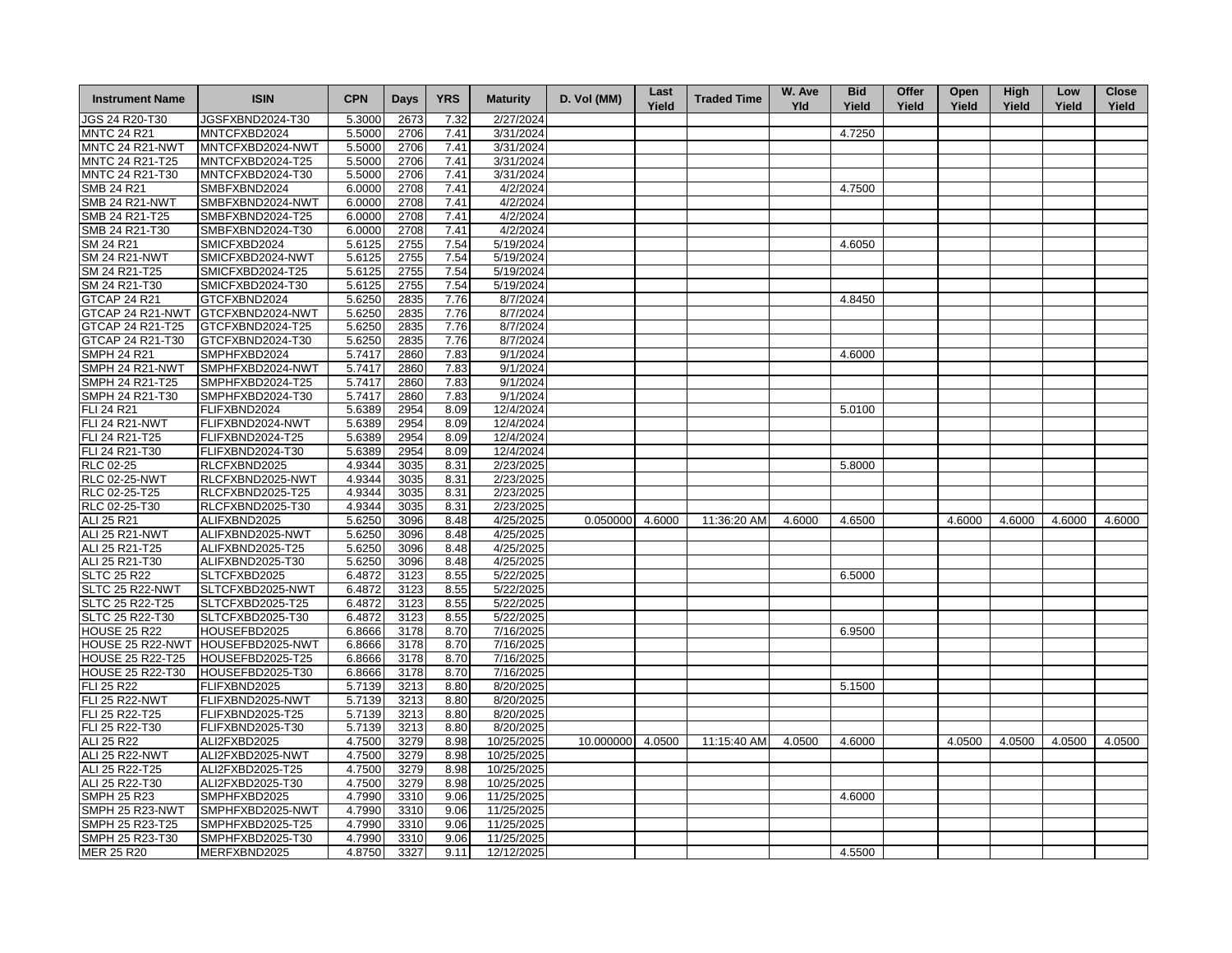| Instrument Name | ISIN | CPN | Days | YRS | Maturity | D. Vol (MM) | Last Yield | Traded Time | W. Ave Yld | Bid Yield | Offer Yield | Open Yield | High Yield | Low Yield | Close Yield |
|---|---|---|---|---|---|---|---|---|---|---|---|---|---|---|---|
| JGS 24 R20-T30 | JGSFXBND2024-T30 | 5.3000 | 2673 | 7.32 | 2/27/2024 | | | | | | | | | | |
| MNTC 24 R21 | MNTCFXBD2024 | 5.5000 | 2706 | 7.41 | 3/31/2024 | | | | | 4.7250 | | | | | |
| MNTC 24 R21-NWT | MNTCFXBD2024-NWT | 5.5000 | 2706 | 7.41 | 3/31/2024 | | | | | | | | | | |
| MNTC 24 R21-T25 | MNTCFXBD2024-T25 | 5.5000 | 2706 | 7.41 | 3/31/2024 | | | | | | | | | | |
| MNTC 24 R21-T30 | MNTCFXBD2024-T30 | 5.5000 | 2706 | 7.41 | 3/31/2024 | | | | | | | | | | |
| SMB 24 R21 | SMBFXBND2024 | 6.0000 | 2708 | 7.41 | 4/2/2024 | | | | | 4.7500 | | | | | |
| SMB 24 R21-NWT | SMBFXBND2024-NWT | 6.0000 | 2708 | 7.41 | 4/2/2024 | | | | | | | | | | |
| SMB 24 R21-T25 | SMBFXBND2024-T25 | 6.0000 | 2708 | 7.41 | 4/2/2024 | | | | | | | | | | |
| SMB 24 R21-T30 | SMBFXBND2024-T30 | 6.0000 | 2708 | 7.41 | 4/2/2024 | | | | | | | | | | |
| SM 24 R21 | SMICFXBD2024 | 5.6125 | 2755 | 7.54 | 5/19/2024 | | | | | 4.6050 | | | | | |
| SM 24 R21-NWT | SMICFXBD2024-NWT | 5.6125 | 2755 | 7.54 | 5/19/2024 | | | | | | | | | | |
| SM 24 R21-T25 | SMICFXBD2024-T25 | 5.6125 | 2755 | 7.54 | 5/19/2024 | | | | | | | | | | |
| SM 24 R21-T30 | SMICFXBD2024-T30 | 5.6125 | 2755 | 7.54 | 5/19/2024 | | | | | | | | | | |
| GTCAP 24 R21 | GTCFXBND2024 | 5.6250 | 2835 | 7.76 | 8/7/2024 | | | | | 4.8450 | | | | | |
| GTCAP 24 R21-NWT | GTCFXBND2024-NWT | 5.6250 | 2835 | 7.76 | 8/7/2024 | | | | | | | | | | |
| GTCAP 24 R21-T25 | GTCFXBND2024-T25 | 5.6250 | 2835 | 7.76 | 8/7/2024 | | | | | | | | | | |
| GTCAP 24 R21-T30 | GTCFXBND2024-T30 | 5.6250 | 2835 | 7.76 | 8/7/2024 | | | | | | | | | | |
| SMPH 24 R21 | SMPHFXBD2024 | 5.7417 | 2860 | 7.83 | 9/1/2024 | | | | | 4.6000 | | | | | |
| SMPH 24 R21-NWT | SMPHFXBD2024-NWT | 5.7417 | 2860 | 7.83 | 9/1/2024 | | | | | | | | | | |
| SMPH 24 R21-T25 | SMPHFXBD2024-T25 | 5.7417 | 2860 | 7.83 | 9/1/2024 | | | | | | | | | | |
| SMPH 24 R21-T30 | SMPHFXBD2024-T30 | 5.7417 | 2860 | 7.83 | 9/1/2024 | | | | | | | | | | |
| FLI 24 R21 | FLIFXBND2024 | 5.6389 | 2954 | 8.09 | 12/4/2024 | | | | | 5.0100 | | | | | |
| FLI 24 R21-NWT | FLIFXBND2024-NWT | 5.6389 | 2954 | 8.09 | 12/4/2024 | | | | | | | | | | |
| FLI 24 R21-T25 | FLIFXBND2024-T25 | 5.6389 | 2954 | 8.09 | 12/4/2024 | | | | | | | | | | |
| FLI 24 R21-T30 | FLIFXBND2024-T30 | 5.6389 | 2954 | 8.09 | 12/4/2024 | | | | | | | | | | |
| RLC 02-25 | RLCFXBND2025 | 4.9344 | 3035 | 8.31 | 2/23/2025 | | | | | 5.8000 | | | | | |
| RLC 02-25-NWT | RLCFXBND2025-NWT | 4.9344 | 3035 | 8.31 | 2/23/2025 | | | | | | | | | | |
| RLC 02-25-T25 | RLCFXBND2025-T25 | 4.9344 | 3035 | 8.31 | 2/23/2025 | | | | | | | | | | |
| RLC 02-25-T30 | RLCFXBND2025-T30 | 4.9344 | 3035 | 8.31 | 2/23/2025 | | | | | | | | | | |
| ALI 25 R21 | ALIFXBND2025 | 5.6250 | 3096 | 8.48 | 4/25/2025 | 0.050000 | 4.6000 | 11:36:20 AM | 4.6000 | 4.6500 | | 4.6000 | 4.6000 | 4.6000 | 4.6000 |
| ALI 25 R21-NWT | ALIFXBND2025-NWT | 5.6250 | 3096 | 8.48 | 4/25/2025 | | | | | | | | | | |
| ALI 25 R21-T25 | ALIFXBND2025-T25 | 5.6250 | 3096 | 8.48 | 4/25/2025 | | | | | | | | | | |
| ALI 25 R21-T30 | ALIFXBND2025-T30 | 5.6250 | 3096 | 8.48 | 4/25/2025 | | | | | | | | | | |
| SLTC 25 R22 | SLTCFXBD2025 | 6.4872 | 3123 | 8.55 | 5/22/2025 | | | | | 6.5000 | | | | | |
| SLTC 25 R22-NWT | SLTCFXBD2025-NWT | 6.4872 | 3123 | 8.55 | 5/22/2025 | | | | | | | | | | |
| SLTC 25 R22-T25 | SLTCFXBD2025-T25 | 6.4872 | 3123 | 8.55 | 5/22/2025 | | | | | | | | | | |
| SLTC 25 R22-T30 | SLTCFXBD2025-T30 | 6.4872 | 3123 | 8.55 | 5/22/2025 | | | | | | | | | | |
| HOUSE 25 R22 | HOUSEFBD2025 | 6.8666 | 3178 | 8.70 | 7/16/2025 | | | | | 6.9500 | | | | | |
| HOUSE 25 R22-NWT | HOUSEFBD2025-NWT | 6.8666 | 3178 | 8.70 | 7/16/2025 | | | | | | | | | | |
| HOUSE 25 R22-T25 | HOUSEFBD2025-T25 | 6.8666 | 3178 | 8.70 | 7/16/2025 | | | | | | | | | | |
| HOUSE 25 R22-T30 | HOUSEFBD2025-T30 | 6.8666 | 3178 | 8.70 | 7/16/2025 | | | | | | | | | | |
| FLI 25 R22 | FLIFXBND2025 | 5.7139 | 3213 | 8.80 | 8/20/2025 | | | | | 5.1500 | | | | | |
| FLI 25 R22-NWT | FLIFXBND2025-NWT | 5.7139 | 3213 | 8.80 | 8/20/2025 | | | | | | | | | | |
| FLI 25 R22-T25 | FLIFXBND2025-T25 | 5.7139 | 3213 | 8.80 | 8/20/2025 | | | | | | | | | | |
| FLI 25 R22-T30 | FLIFXBND2025-T30 | 5.7139 | 3213 | 8.80 | 8/20/2025 | | | | | | | | | | |
| ALI 25 R22 | ALI2FXBD2025 | 4.7500 | 3279 | 8.98 | 10/25/2025 | 10.000000 | 4.0500 | 11:15:40 AM | 4.0500 | 4.6000 | | 4.0500 | 4.0500 | 4.0500 | 4.0500 |
| ALI 25 R22-NWT | ALI2FXBD2025-NWT | 4.7500 | 3279 | 8.98 | 10/25/2025 | | | | | | | | | | |
| ALI 25 R22-T25 | ALI2FXBD2025-T25 | 4.7500 | 3279 | 8.98 | 10/25/2025 | | | | | | | | | | |
| ALI 25 R22-T30 | ALI2FXBD2025-T30 | 4.7500 | 3279 | 8.98 | 10/25/2025 | | | | | | | | | | |
| SMPH 25 R23 | SMPHFXBD2025 | 4.7990 | 3310 | 9.06 | 11/25/2025 | | | | | 4.6000 | | | | | |
| SMPH 25 R23-NWT | SMPHFXBD2025-NWT | 4.7990 | 3310 | 9.06 | 11/25/2025 | | | | | | | | | | |
| SMPH 25 R23-T25 | SMPHFXBD2025-T25 | 4.7990 | 3310 | 9.06 | 11/25/2025 | | | | | | | | | | |
| SMPH 25 R23-T30 | SMPHFXBD2025-T30 | 4.7990 | 3310 | 9.06 | 11/25/2025 | | | | | | | | | | |
| MER 25 R20 | MERFXBND2025 | 4.8750 | 3327 | 9.11 | 12/12/2025 | | | | | 4.5500 | | | | | |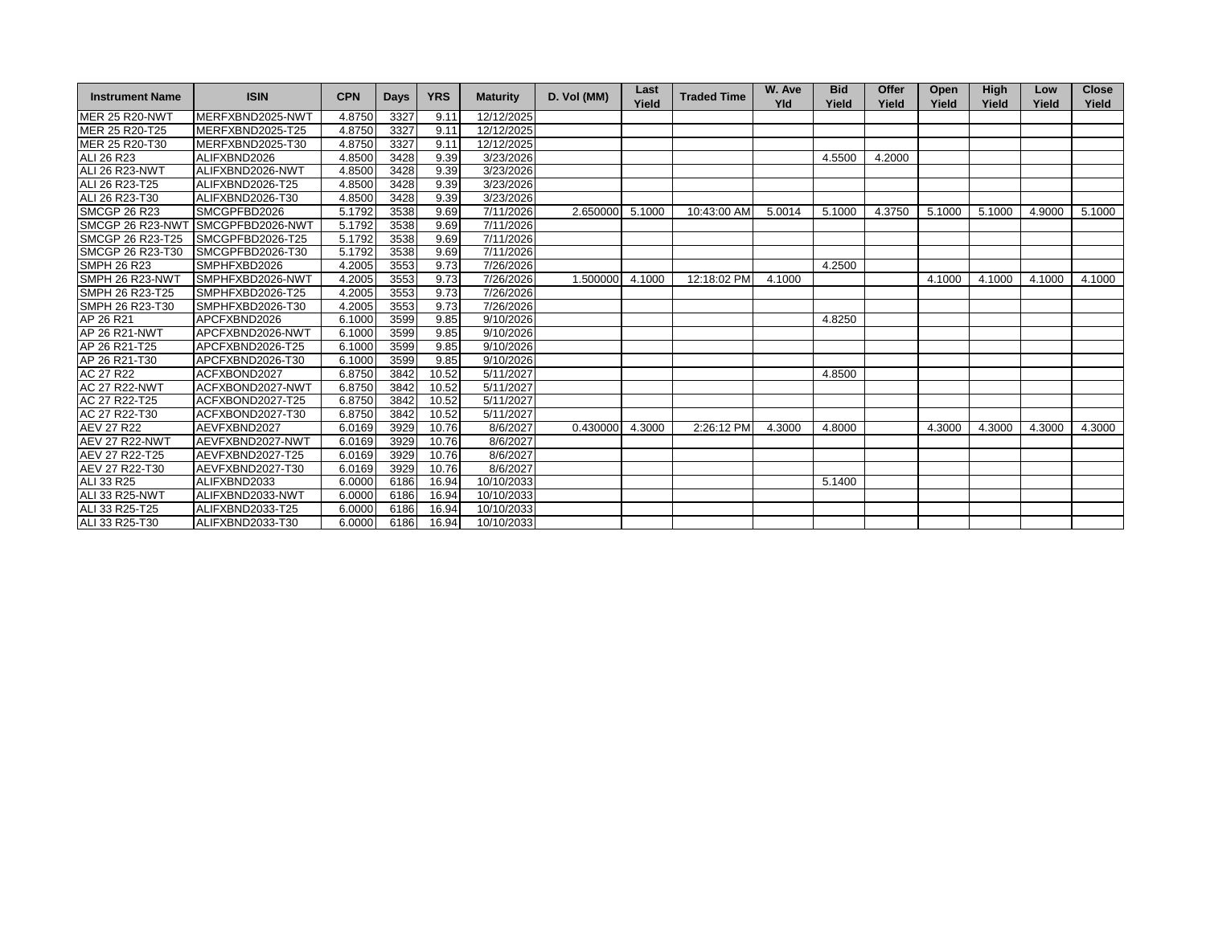| Instrument Name | ISIN | CPN | Days | YRS | Maturity | D. Vol (MM) | Last Yield | Traded Time | W. Ave Yld | Bid Yield | Offer Yield | Open Yield | High Yield | Low Yield | Close Yield |
|---|---|---|---|---|---|---|---|---|---|---|---|---|---|---|---|
| MER 25 R20-NWT | MERFXBND2025-NWT | 4.8750 | 3327 | 9.11 | 12/12/2025 | | | | | | | | | | |
| MER 25 R20-T25 | MERFXBND2025-T25 | 4.8750 | 3327 | 9.11 | 12/12/2025 | | | | | | | | | | |
| MER 25 R20-T30 | MERFXBND2025-T30 | 4.8750 | 3327 | 9.11 | 12/12/2025 | | | | | | | | | | |
| ALI 26 R23 | ALIFXBND2026 | 4.8500 | 3428 | 9.39 | 3/23/2026 | | | | | 4.5500 | 4.2000 | | | | |
| ALI 26 R23-NWT | ALIFXBND2026-NWT | 4.8500 | 3428 | 9.39 | 3/23/2026 | | | | | | | | | | |
| ALI 26 R23-T25 | ALIFXBND2026-T25 | 4.8500 | 3428 | 9.39 | 3/23/2026 | | | | | | | | | | |
| ALI 26 R23-T30 | ALIFXBND2026-T30 | 4.8500 | 3428 | 9.39 | 3/23/2026 | | | | | | | | | | |
| SMCGP 26 R23 | SMCGPFBD2026 | 5.1792 | 3538 | 9.69 | 7/11/2026 | 2.650000 | 5.1000 | 10:43:00 AM | 5.0014 | 5.1000 | 4.3750 | 5.1000 | 5.1000 | 4.9000 | 5.1000 |
| SMCGP 26 R23-NWT | SMCGPFBD2026-NWT | 5.1792 | 3538 | 9.69 | 7/11/2026 | | | | | | | | | | |
| SMCGP 26 R23-T25 | SMCGPFBD2026-T25 | 5.1792 | 3538 | 9.69 | 7/11/2026 | | | | | | | | | | |
| SMCGP 26 R23-T30 | SMCGPFBD2026-T30 | 5.1792 | 3538 | 9.69 | 7/11/2026 | | | | | | | | | | |
| SMPH 26 R23 | SMPHFXBD2026 | 4.2005 | 3553 | 9.73 | 7/26/2026 | | | | | 4.2500 | | | | | |
| SMPH 26 R23-NWT | SMPHFXBD2026-NWT | 4.2005 | 3553 | 9.73 | 7/26/2026 | 1.500000 | 4.1000 | 12:18:02 PM | 4.1000 | | | 4.1000 | 4.1000 | 4.1000 | 4.1000 |
| SMPH 26 R23-T25 | SMPHFXBD2026-T25 | 4.2005 | 3553 | 9.73 | 7/26/2026 | | | | | | | | | | |
| SMPH 26 R23-T30 | SMPHFXBD2026-T30 | 4.2005 | 3553 | 9.73 | 7/26/2026 | | | | | | | | | | |
| AP 26 R21 | APCFXBND2026 | 6.1000 | 3599 | 9.85 | 9/10/2026 | | | | | 4.8250 | | | | | |
| AP 26 R21-NWT | APCFXBND2026-NWT | 6.1000 | 3599 | 9.85 | 9/10/2026 | | | | | | | | | | |
| AP 26 R21-T25 | APCFXBND2026-T25 | 6.1000 | 3599 | 9.85 | 9/10/2026 | | | | | | | | | | |
| AP 26 R21-T30 | APCFXBND2026-T30 | 6.1000 | 3599 | 9.85 | 9/10/2026 | | | | | | | | | | |
| AC 27 R22 | ACFXBOND2027 | 6.8750 | 3842 | 10.52 | 5/11/2027 | | | | | 4.8500 | | | | | |
| AC 27 R22-NWT | ACFXBOND2027-NWT | 6.8750 | 3842 | 10.52 | 5/11/2027 | | | | | | | | | | |
| AC 27 R22-T25 | ACFXBOND2027-T25 | 6.8750 | 3842 | 10.52 | 5/11/2027 | | | | | | | | | | |
| AC 27 R22-T30 | ACFXBOND2027-T30 | 6.8750 | 3842 | 10.52 | 5/11/2027 | | | | | | | | | | |
| AEV 27 R22 | AEVFXBND2027 | 6.0169 | 3929 | 10.76 | 8/6/2027 | 0.430000 | 4.3000 | 2:26:12 PM | 4.3000 | 4.8000 | | 4.3000 | 4.3000 | 4.3000 | 4.3000 |
| AEV 27 R22-NWT | AEVFXBND2027-NWT | 6.0169 | 3929 | 10.76 | 8/6/2027 | | | | | | | | | | |
| AEV 27 R22-T25 | AEVFXBND2027-T25 | 6.0169 | 3929 | 10.76 | 8/6/2027 | | | | | | | | | | |
| AEV 27 R22-T30 | AEVFXBND2027-T30 | 6.0169 | 3929 | 10.76 | 8/6/2027 | | | | | | | | | | |
| ALI 33 R25 | ALIFXBND2033 | 6.0000 | 6186 | 16.94 | 10/10/2033 | | | | | 5.1400 | | | | | |
| ALI 33 R25-NWT | ALIFXBND2033-NWT | 6.0000 | 6186 | 16.94 | 10/10/2033 | | | | | | | | | | |
| ALI 33 R25-T25 | ALIFXBND2033-T25 | 6.0000 | 6186 | 16.94 | 10/10/2033 | | | | | | | | | | |
| ALI 33 R25-T30 | ALIFXBND2033-T30 | 6.0000 | 6186 | 16.94 | 10/10/2033 | | | | | | | | | | |